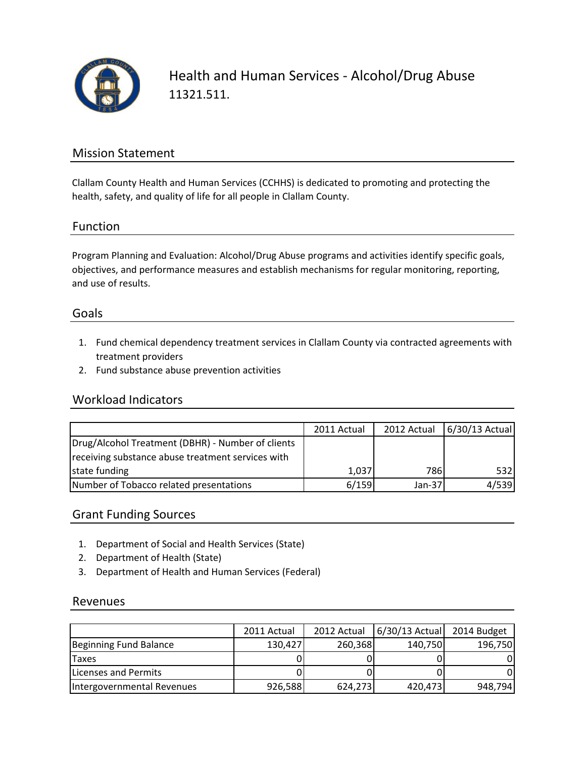# Health and Human Services - Alcohol/Drug Abuse

11321.511.

## Mission Statement

Clallam County Health and Human Services (CCHHS) is dedicated to promoting and protecting the health, safety, and quality of life for all people in Clallam County.

## Function

Program Planning and Evaluation: Alcohol/Drug Abuse programs and activities identify specific goals, objectives, and performance measures and establish mechanisms for regular monitoring, reporting, and use of results.

## Goals

1. Fund chemical dependency treatment services in Clallam County via contracted agreements with treatment providers
2. Fund substance abuse prevention activities

## Workload Indicators

| | 2011 Actual | 2012 Actual | 6/30/13 Actual |
|---|---|---|---|
| Drug/Alcohol Treatment (DBHR) - Number of clients receiving substance abuse treatment services with state funding | 1,037 | 786 | 532 |
| Number of Tobacco related presentations | 6/159 | Jan-37 | 4/539 |

## Grant Funding Sources

1. Department of Social and Health Services (State)
2. Department of Health (State)
3. Department of Health and Human Services (Federal)

## Revenues

| | 2011 Actual | 2012 Actual | 6/30/13 Actual | 2014 Budget |
|---|---|---|---|---|
| Beginning Fund Balance | 130,427 | 260,368 | 140,750 | 196,750 |
| Taxes | 0 | 0 | 0 | 0 |
| Licenses and Permits | 0 | 0 | 0 | 0 |
| Intergovernmental Revenues | 926,588 | 624,273 | 420,473 | 948,794 |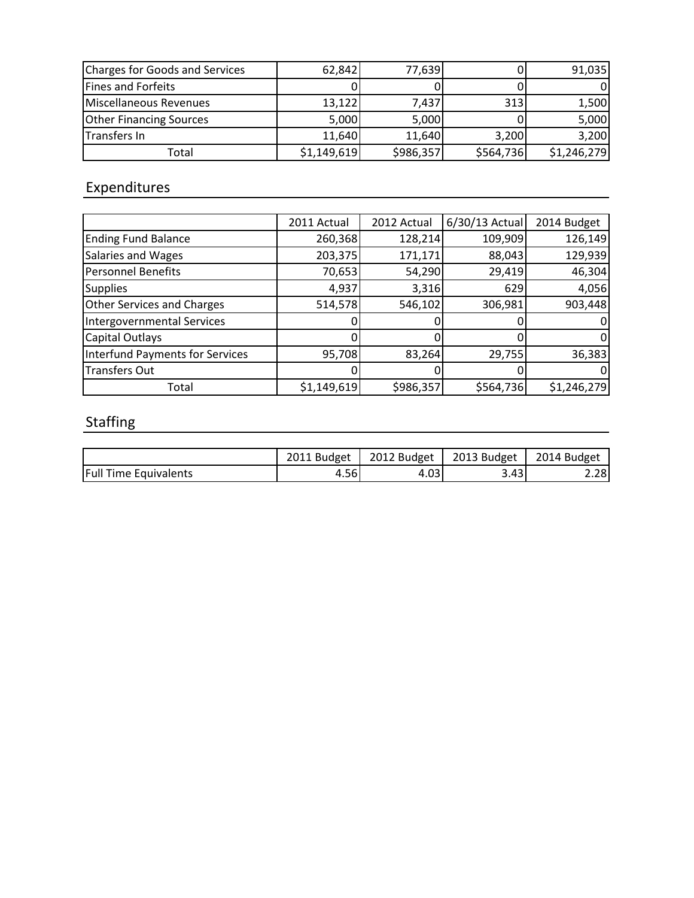| | | | | |
|---|---|---|---|---|
| Charges for Goods and Services | 62,842 | 77,639 | 0 | 91,035 |
| Fines and Forfeits | 0 | 0 | 0 | 0 |
| Miscellaneous Revenues | 13,122 | 7,437 | 313 | 1,500 |
| Other Financing Sources | 5,000 | 5,000 | 0 | 5,000 |
| Transfers In | 11,640 | 11,640 | 3,200 | 3,200 |
| Total | $1,149,619 | $986,357 | $564,736 | $1,246,279 |

## Expenditures

| | 2011 Actual | 2012 Actual | 6/30/13 Actual | 2014 Budget |
|---|---|---|---|---|
| Ending Fund Balance | 260,368 | 128,214 | 109,909 | 126,149 |
| Salaries and Wages | 203,375 | 171,171 | 88,043 | 129,939 |
| Personnel Benefits | 70,653 | 54,290 | 29,419 | 46,304 |
| Supplies | 4,937 | 3,316 | 629 | 4,056 |
| Other Services and Charges | 514,578 | 546,102 | 306,981 | 903,448 |
| Intergovernmental Services | 0 | 0 | 0 | 0 |
| Capital Outlays | 0 | 0 | 0 | 0 |
| Interfund Payments for Services | 95,708 | 83,264 | 29,755 | 36,383 |
| Transfers Out | 0 | 0 | 0 | 0 |
| Total | $1,149,619 | $986,357 | $564,736 | $1,246,279 |

## Staffing

| | 2011 Budget | 2012 Budget | 2013 Budget | 2014 Budget |
|---|---|---|---|---|
| Full Time Equivalents | 4.56 | 4.03 | 3.43 | 2.28 |